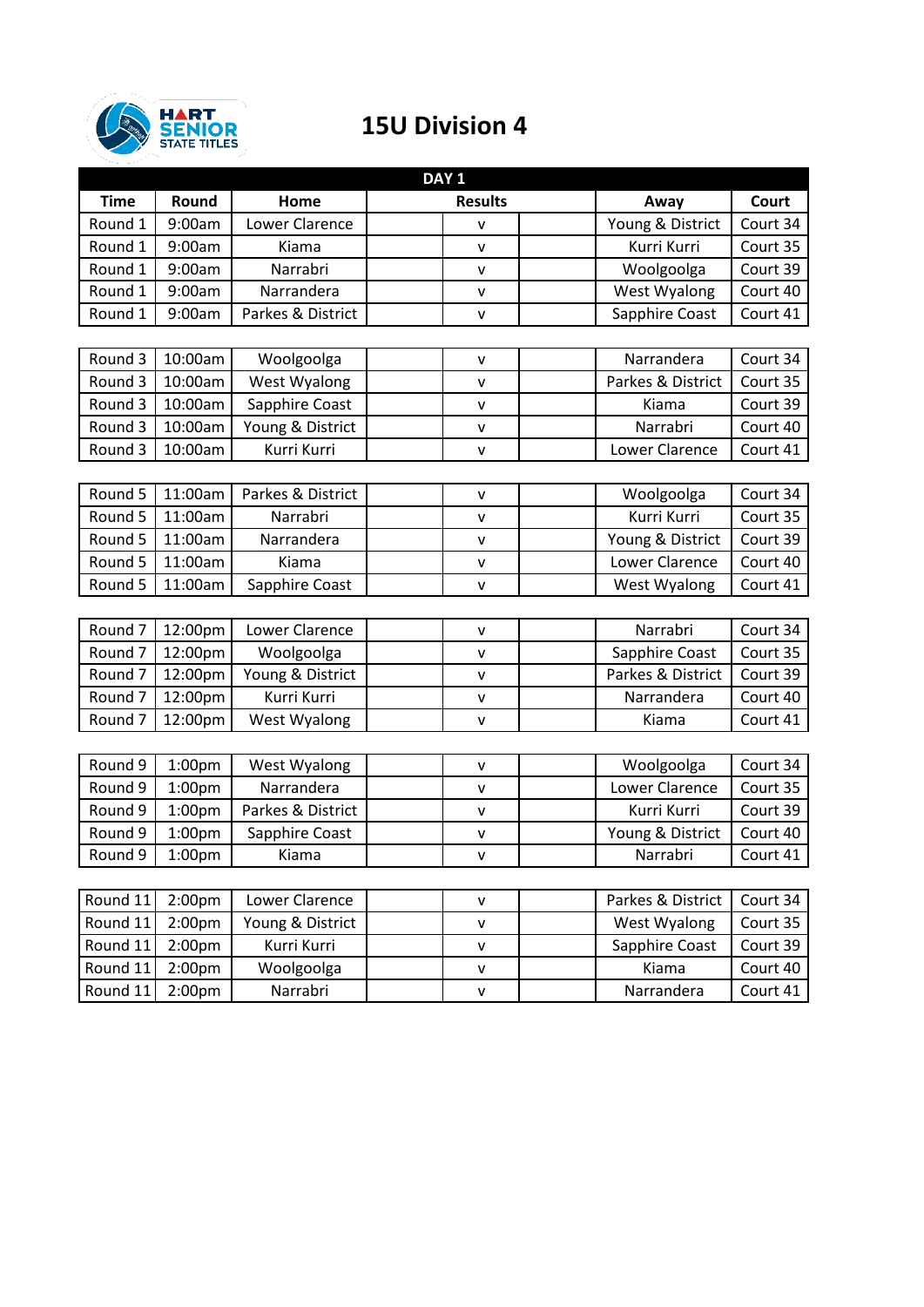# 15U Division 4

**DAY 1**

| Time | Round | Home | Results | | | Away | Court |
|---|---|---|---|---|---|---|---|
| Round 1 | 9:00am | Lower Clarence | | v | | Young & District | Court 34 |
| Round 1 | 9:00am | Kiama | | v | | Kurri Kurri | Court 35 |
| Round 1 | 9:00am | Narrabri | | v | | Woolgoolga | Court 39 |
| Round 1 | 9:00am | Narrandera | | v | | West Wyalong | Court 40 |
| Round 1 | 9:00am | Parkes & District | | v | | Sapphire Coast | Court 41 |
| | | | | | | | |
| Round 3 | 10:00am | Woolgoolga | | v | | Narrandera | Court 34 |
| Round 3 | 10:00am | West Wyalong | | v | | Parkes & District | Court 35 |
| Round 3 | 10:00am | Sapphire Coast | | v | | Kiama | Court 39 |
| Round 3 | 10:00am | Young & District | | v | | Narrabri | Court 40 |
| Round 3 | 10:00am | Kurri Kurri | | v | | Lower Clarence | Court 41 |
| | | | | | | | |
| Round 5 | 11:00am | Parkes & District | | v | | Woolgoolga | Court 34 |
| Round 5 | 11:00am | Narrabri | | v | | Kurri Kurri | Court 35 |
| Round 5 | 11:00am | Narrandera | | v | | Young & District | Court 39 |
| Round 5 | 11:00am | Kiama | | v | | Lower Clarence | Court 40 |
| Round 5 | 11:00am | Sapphire Coast | | v | | West Wyalong | Court 41 |
| | | | | | | | |
| Round 7 | 12:00pm | Lower Clarence | | v | | Narrabri | Court 34 |
| Round 7 | 12:00pm | Woolgoolga | | v | | Sapphire Coast | Court 35 |
| Round 7 | 12:00pm | Young & District | | v | | Parkes & District | Court 39 |
| Round 7 | 12:00pm | Kurri Kurri | | v | | Narrandera | Court 40 |
| Round 7 | 12:00pm | West Wyalong | | v | | Kiama | Court 41 |
| | | | | | | | |
| Round 9 | 1:00pm | West Wyalong | | v | | Woolgoolga | Court 34 |
| Round 9 | 1:00pm | Narrandera | | v | | Lower Clarence | Court 35 |
| Round 9 | 1:00pm | Parkes & District | | v | | Kurri Kurri | Court 39 |
| Round 9 | 1:00pm | Sapphire Coast | | v | | Young & District | Court 40 |
| Round 9 | 1:00pm | Kiama | | v | | Narrabri | Court 41 |
| | | | | | | | |
| Round 11 | 2:00pm | Lower Clarence | | v | | Parkes & District | Court 34 |
| Round 11 | 2:00pm | Young & District | | v | | West Wyalong | Court 35 |
| Round 11 | 2:00pm | Kurri Kurri | | v | | Sapphire Coast | Court 39 |
| Round 11 | 2:00pm | Woolgoolga | | v | | Kiama | Court 40 |
| Round 11 | 2:00pm | Narrabri | | v | | Narrandera | Court 41 |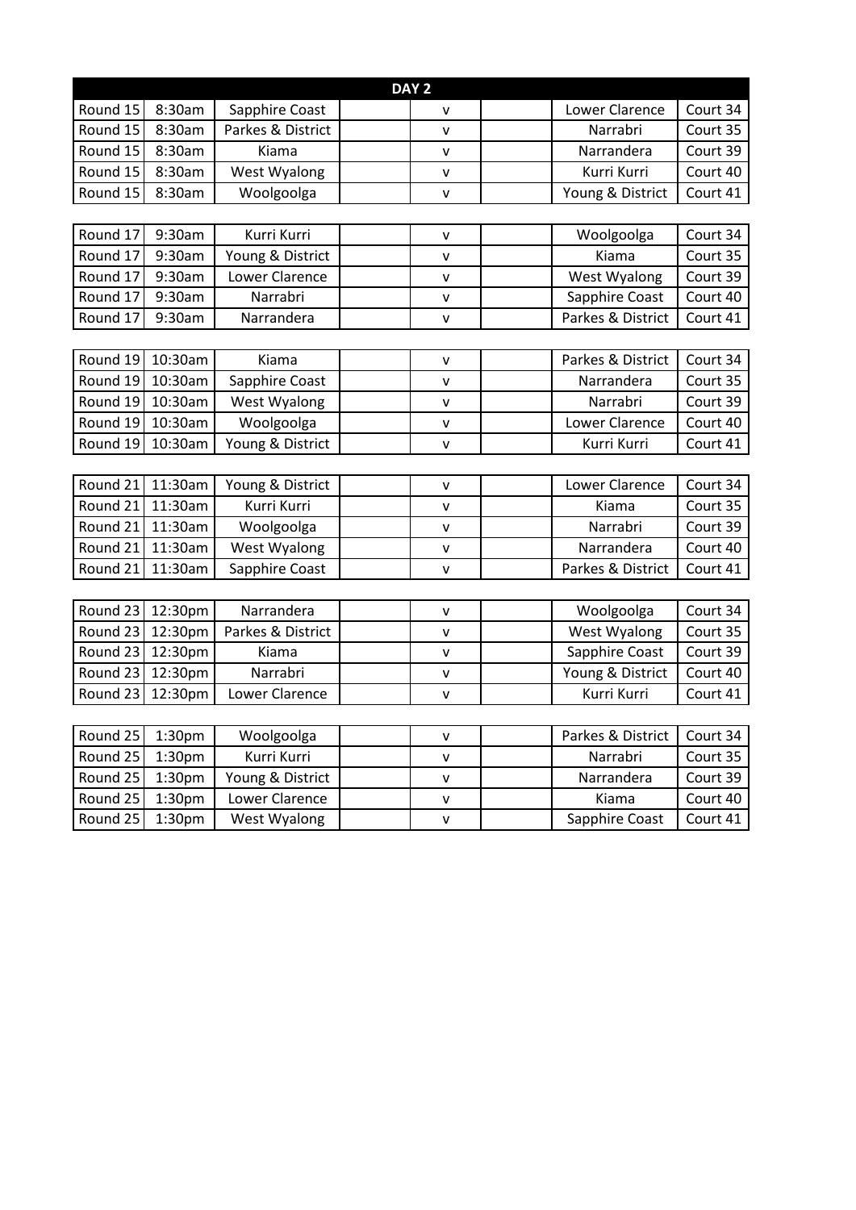## DAY 2

| | | | | | | | |
|---|---|---|---|---|---|---|---|
| Round 15 | 8:30am | Sapphire Coast | | v | | Lower Clarence | Court 34 |
| Round 15 | 8:30am | Parkes & District | | v | | Narrabri | Court 35 |
| Round 15 | 8:30am | Kiama | | v | | Narrandera | Court 39 |
| Round 15 | 8:30am | West Wyalong | | v | | Kurri Kurri | Court 40 |
| Round 15 | 8:30am | Woolgoolga | | v | | Young & District | Court 41 |

| | | | | | | | |
|---|---|---|---|---|---|---|---|
| Round 17 | 9:30am | Kurri Kurri | | v | | Woolgoolga | Court 34 |
| Round 17 | 9:30am | Young & District | | v | | Kiama | Court 35 |
| Round 17 | 9:30am | Lower Clarence | | v | | West Wyalong | Court 39 |
| Round 17 | 9:30am | Narrabri | | v | | Sapphire Coast | Court 40 |
| Round 17 | 9:30am | Narrandera | | v | | Parkes & District | Court 41 |

| | | | | | | | |
|---|---|---|---|---|---|---|---|
| Round 19 | 10:30am | Kiama | | v | | Parkes & District | Court 34 |
| Round 19 | 10:30am | Sapphire Coast | | v | | Narrandera | Court 35 |
| Round 19 | 10:30am | West Wyalong | | v | | Narrabri | Court 39 |
| Round 19 | 10:30am | Woolgoolga | | v | | Lower Clarence | Court 40 |
| Round 19 | 10:30am | Young & District | | v | | Kurri Kurri | Court 41 |

| | | | | | | | |
|---|---|---|---|---|---|---|---|
| Round 21 | 11:30am | Young & District | | v | | Lower Clarence | Court 34 |
| Round 21 | 11:30am | Kurri Kurri | | v | | Kiama | Court 35 |
| Round 21 | 11:30am | Woolgoolga | | v | | Narrabri | Court 39 |
| Round 21 | 11:30am | West Wyalong | | v | | Narrandera | Court 40 |
| Round 21 | 11:30am | Sapphire Coast | | v | | Parkes & District | Court 41 |

| | | | | | | | |
|---|---|---|---|---|---|---|---|
| Round 23 | 12:30pm | Narrandera | | v | | Woolgoolga | Court 34 |
| Round 23 | 12:30pm | Parkes & District | | v | | West Wyalong | Court 35 |
| Round 23 | 12:30pm | Kiama | | v | | Sapphire Coast | Court 39 |
| Round 23 | 12:30pm | Narrabri | | v | | Young & District | Court 40 |
| Round 23 | 12:30pm | Lower Clarence | | v | | Kurri Kurri | Court 41 |

| | | | | | | | |
|---|---|---|---|---|---|---|---|
| Round 25 | 1:30pm | Woolgoolga | | v | | Parkes & District | Court 34 |
| Round 25 | 1:30pm | Kurri Kurri | | v | | Narrabri | Court 35 |
| Round 25 | 1:30pm | Young & District | | v | | Narrandera | Court 39 |
| Round 25 | 1:30pm | Lower Clarence | | v | | Kiama | Court 40 |
| Round 25 | 1:30pm | West Wyalong | | v | | Sapphire Coast | Court 41 |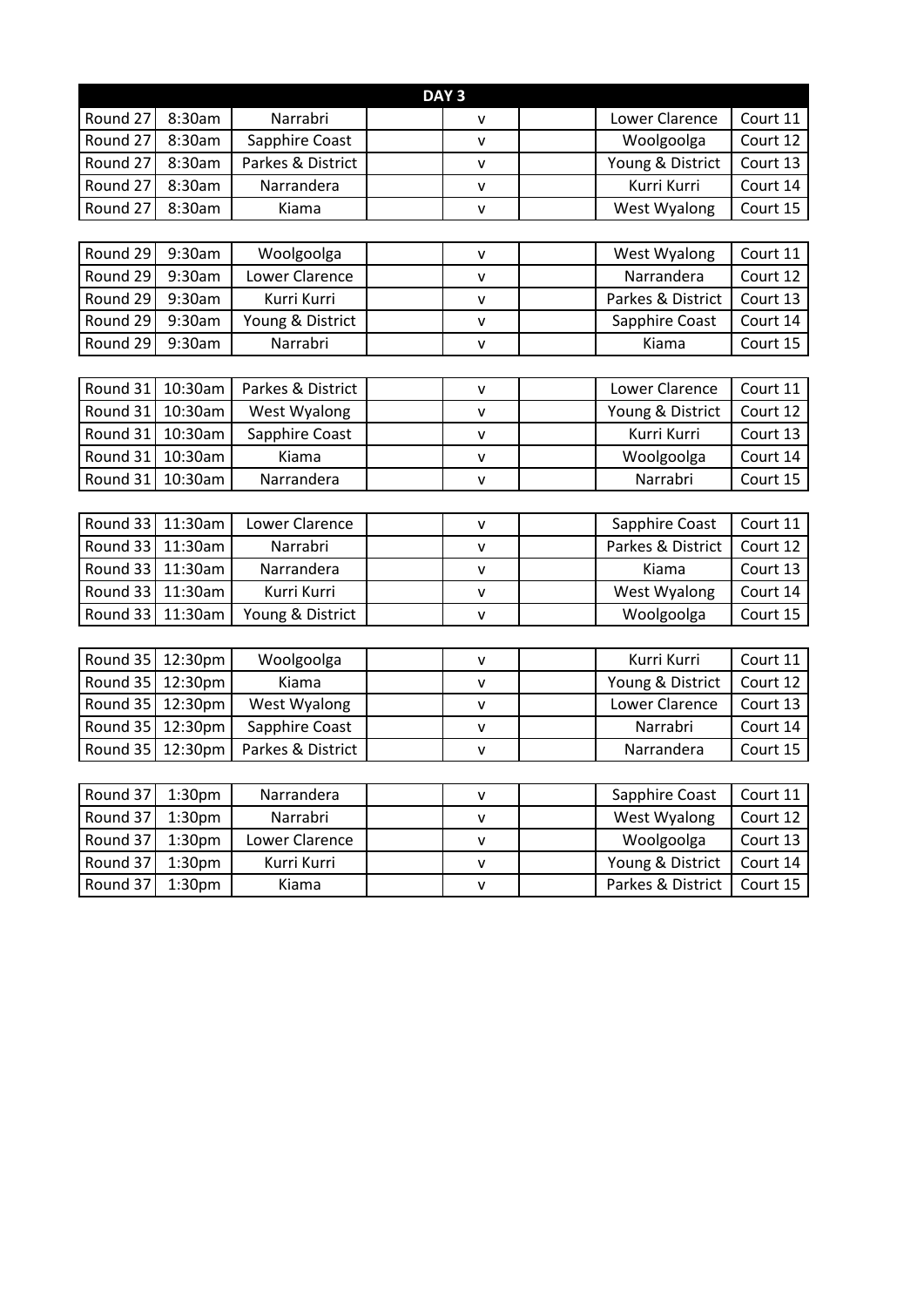## DAY 3

| | | | | | | | |
|---|---|---|---|---|---|---|---|
| Round 27 | 8:30am | Narrabri | | v | | Lower Clarence | Court 11 |
| Round 27 | 8:30am | Sapphire Coast | | v | | Woolgoolga | Court 12 |
| Round 27 | 8:30am | Parkes & District | | v | | Young & District | Court 13 |
| Round 27 | 8:30am | Narrandera | | v | | Kurri Kurri | Court 14 |
| Round 27 | 8:30am | Kiama | | v | | West Wyalong | Court 15 |

| | | | | | | | |
|---|---|---|---|---|---|---|---|
| Round 29 | 9:30am | Woolgoolga | | v | | West Wyalong | Court 11 |
| Round 29 | 9:30am | Lower Clarence | | v | | Narrandera | Court 12 |
| Round 29 | 9:30am | Kurri Kurri | | v | | Parkes & District | Court 13 |
| Round 29 | 9:30am | Young & District | | v | | Sapphire Coast | Court 14 |
| Round 29 | 9:30am | Narrabri | | v | | Kiama | Court 15 |

| | | | | | | | |
|---|---|---|---|---|---|---|---|
| Round 31 | 10:30am | Parkes & District | | v | | Lower Clarence | Court 11 |
| Round 31 | 10:30am | West Wyalong | | v | | Young & District | Court 12 |
| Round 31 | 10:30am | Sapphire Coast | | v | | Kurri Kurri | Court 13 |
| Round 31 | 10:30am | Kiama | | v | | Woolgoolga | Court 14 |
| Round 31 | 10:30am | Narrandera | | v | | Narrabri | Court 15 |

| | | | | | | | |
|---|---|---|---|---|---|---|---|
| Round 33 | 11:30am | Lower Clarence | | v | | Sapphire Coast | Court 11 |
| Round 33 | 11:30am | Narrabri | | v | | Parkes & District | Court 12 |
| Round 33 | 11:30am | Narrandera | | v | | Kiama | Court 13 |
| Round 33 | 11:30am | Kurri Kurri | | v | | West Wyalong | Court 14 |
| Round 33 | 11:30am | Young & District | | v | | Woolgoolga | Court 15 |

| | | | | | | | |
|---|---|---|---|---|---|---|---|
| Round 35 | 12:30pm | Woolgoolga | | v | | Kurri Kurri | Court 11 |
| Round 35 | 12:30pm | Kiama | | v | | Young & District | Court 12 |
| Round 35 | 12:30pm | West Wyalong | | v | | Lower Clarence | Court 13 |
| Round 35 | 12:30pm | Sapphire Coast | | v | | Narrabri | Court 14 |
| Round 35 | 12:30pm | Parkes & District | | v | | Narrandera | Court 15 |

| | | | | | | | |
|---|---|---|---|---|---|---|---|
| Round 37 | 1:30pm | Narrandera | | v | | Sapphire Coast | Court 11 |
| Round 37 | 1:30pm | Narrabri | | v | | West Wyalong | Court 12 |
| Round 37 | 1:30pm | Lower Clarence | | v | | Woolgoolga | Court 13 |
| Round 37 | 1:30pm | Kurri Kurri | | v | | Young & District | Court 14 |
| Round 37 | 1:30pm | Kiama | | v | | Parkes & District | Court 15 |